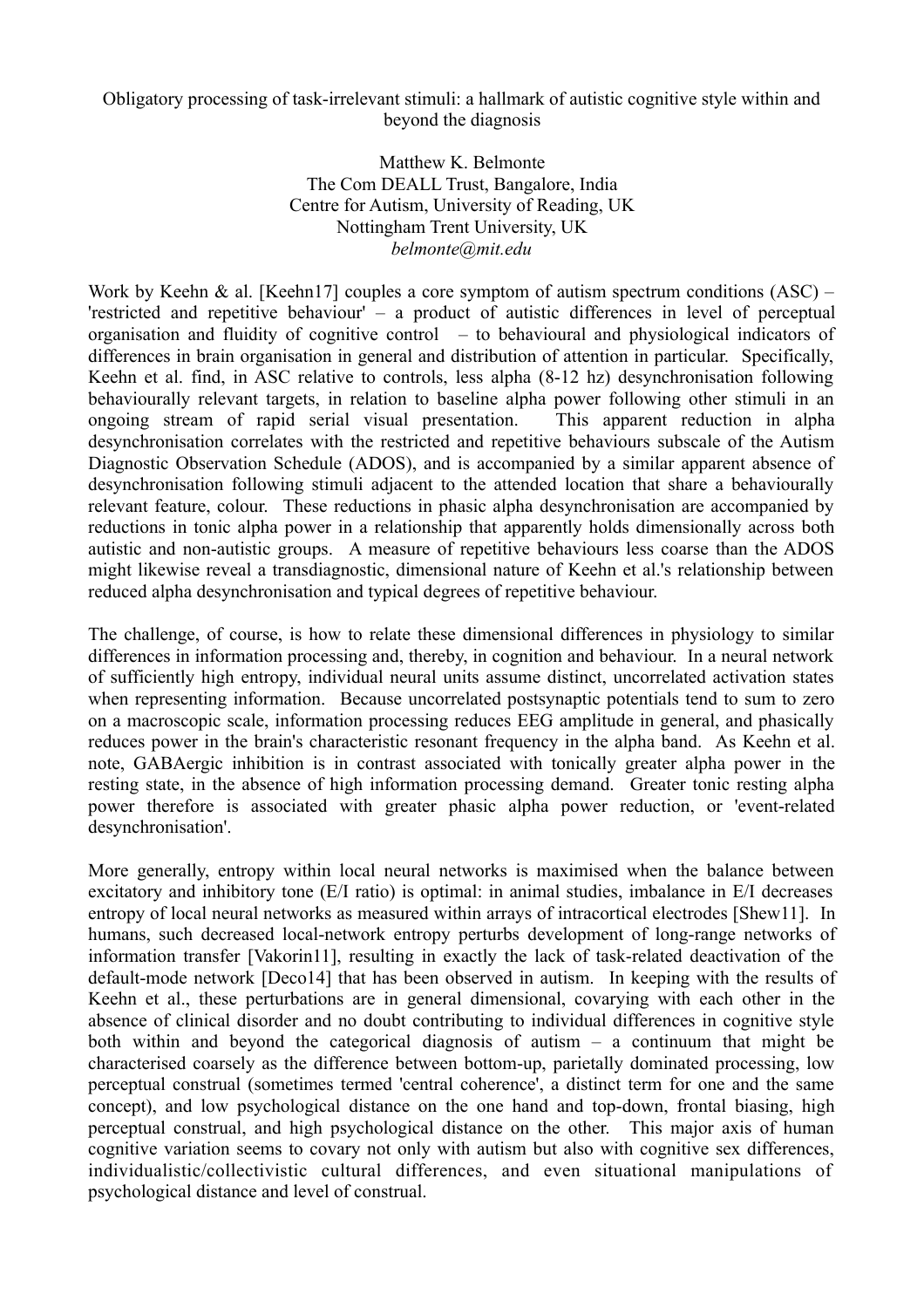Obligatory processing of task-irrelevant stimuli: a hallmark of autistic cognitive style within and beyond the diagnosis

Matthew K. Belmonte
The Com DEALL Trust, Bangalore, India
Centre for Autism, University of Reading, UK
Nottingham Trent University, UK
*belmonte@mit.edu*

Work by Keehn & al. [Keehn17] couples a core symptom of autism spectrum conditions (ASC) – 'restricted and repetitive behaviour' – a product of autistic differences in level of perceptual organisation and fluidity of cognitive control – to behavioural and physiological indicators of differences in brain organisation in general and distribution of attention in particular. Specifically, Keehn et al. find, in ASC relative to controls, less alpha (8-12 hz) desynchronisation following behaviourally relevant targets, in relation to baseline alpha power following other stimuli in an ongoing stream of rapid serial visual presentation. This apparent reduction in alpha desynchronisation correlates with the restricted and repetitive behaviours subscale of the Autism Diagnostic Observation Schedule (ADOS), and is accompanied by a similar apparent absence of desynchronisation following stimuli adjacent to the attended location that share a behaviourally relevant feature, colour. These reductions in phasic alpha desynchronisation are accompanied by reductions in tonic alpha power in a relationship that apparently holds dimensionally across both autistic and non-autistic groups. A measure of repetitive behaviours less coarse than the ADOS might likewise reveal a transdiagnostic, dimensional nature of Keehn et al.'s relationship between reduced alpha desynchronisation and typical degrees of repetitive behaviour.

The challenge, of course, is how to relate these dimensional differences in physiology to similar differences in information processing and, thereby, in cognition and behaviour. In a neural network of sufficiently high entropy, individual neural units assume distinct, uncorrelated activation states when representing information. Because uncorrelated postsynaptic potentials tend to sum to zero on a macroscopic scale, information processing reduces EEG amplitude in general, and phasically reduces power in the brain's characteristic resonant frequency in the alpha band. As Keehn et al. note, GABAergic inhibition is in contrast associated with tonically greater alpha power in the resting state, in the absence of high information processing demand. Greater tonic resting alpha power therefore is associated with greater phasic alpha power reduction, or 'event-related desynchronisation'.

More generally, entropy within local neural networks is maximised when the balance between excitatory and inhibitory tone (E/I ratio) is optimal: in animal studies, imbalance in E/I decreases entropy of local neural networks as measured within arrays of intracortical electrodes [Shew11]. In humans, such decreased local-network entropy perturbs development of long-range networks of information transfer [Vakorin11], resulting in exactly the lack of task-related deactivation of the default-mode network [Deco14] that has been observed in autism. In keeping with the results of Keehn et al., these perturbations are in general dimensional, covarying with each other in the absence of clinical disorder and no doubt contributing to individual differences in cognitive style both within and beyond the categorical diagnosis of autism – a continuum that might be characterised coarsely as the difference between bottom-up, parietally dominated processing, low perceptual construal (sometimes termed 'central coherence', a distinct term for one and the same concept), and low psychological distance on the one hand and top-down, frontal biasing, high perceptual construal, and high psychological distance on the other. This major axis of human cognitive variation seems to covary not only with autism but also with cognitive sex differences, individualistic/collectivistic cultural differences, and even situational manipulations of psychological distance and level of construal.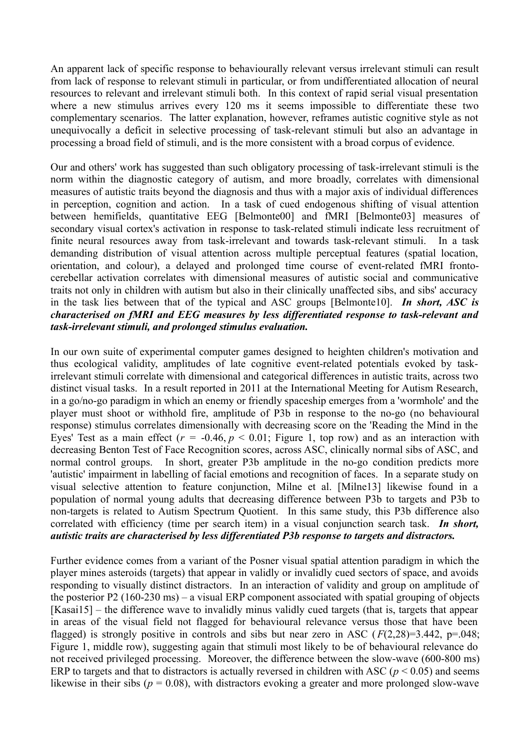An apparent lack of specific response to behaviourally relevant versus irrelevant stimuli can result from lack of response to relevant stimuli in particular, or from undifferentiated allocation of neural resources to relevant and irrelevant stimuli both. In this context of rapid serial visual presentation where a new stimulus arrives every 120 ms it seems impossible to differentiate these two complementary scenarios. The latter explanation, however, reframes autistic cognitive style as not unequivocally a deficit in selective processing of task-relevant stimuli but also an advantage in processing a broad field of stimuli, and is the more consistent with a broad corpus of evidence.

Our and others' work has suggested than such obligatory processing of task-irrelevant stimuli is the norm within the diagnostic category of autism, and more broadly, correlates with dimensional measures of autistic traits beyond the diagnosis and thus with a major axis of individual differences in perception, cognition and action. In a task of cued endogenous shifting of visual attention between hemifields, quantitative EEG [Belmonte00] and fMRI [Belmonte03] measures of secondary visual cortex's activation in response to task-related stimuli indicate less recruitment of finite neural resources away from task-irrelevant and towards task-relevant stimuli. In a task demanding distribution of visual attention across multiple perceptual features (spatial location, orientation, and colour), a delayed and prolonged time course of event-related fMRI fronto-cerebellar activation correlates with dimensional measures of autistic social and communicative traits not only in children with autism but also in their clinically unaffected sibs, and sibs' accuracy in the task lies between that of the typical and ASC groups [Belmonte10]. ***In short, ASC is characterised on fMRI and EEG measures by less differentiated response to task-relevant and task-irrelevant stimuli, and prolonged stimulus evaluation.***

In our own suite of experimental computer games designed to heighten children's motivation and thus ecological validity, amplitudes of late cognitive event-related potentials evoked by task-irrelevant stimuli correlate with dimensional and categorical differences in autistic traits, across two distinct visual tasks. In a result reported in 2011 at the International Meeting for Autism Research, in a go/no-go paradigm in which an enemy or friendly spaceship emerges from a 'wormhole' and the player must shoot or withhold fire, amplitude of P3b in response to the no-go (no behavioural response) stimulus correlates dimensionally with decreasing score on the 'Reading the Mind in the Eyes' Test as a main effect ($r$ = -0.46, $p$ < 0.01; Figure 1, top row) and as an interaction with decreasing Benton Test of Face Recognition scores, across ASC, clinically normal sibs of ASC, and normal control groups. In short, greater P3b amplitude in the no-go condition predicts more 'autistic' impairment in labelling of facial emotions and recognition of faces. In a separate study on visual selective attention to feature conjunction, Milne et al. [Milne13] likewise found in a population of normal young adults that decreasing difference between P3b to targets and P3b to non-targets is related to Autism Spectrum Quotient. In this same study, this P3b difference also correlated with efficiency (time per search item) in a visual conjunction search task. ***In short, autistic traits are characterised by less differentiated P3b response to targets and distractors.***

Further evidence comes from a variant of the Posner visual spatial attention paradigm in which the player mines asteroids (targets) that appear in validly or invalidly cued sectors of space, and avoids responding to visually distinct distractors. In an interaction of validity and group on amplitude of the posterior P2 (160-230 ms) – a visual ERP component associated with spatial grouping of objects [Kasai15] – the difference wave to invalidly minus validly cued targets (that is, targets that appear in areas of the visual field not flagged for behavioural relevance versus those that have been flagged) is strongly positive in controls and sibs but near zero in ASC ($F(2,28)$=3.442, p=.048; Figure 1, middle row), suggesting again that stimuli most likely to be of behavioural relevance do not received privileged processing. Moreover, the difference between the slow-wave (600-800 ms) ERP to targets and that to distractors is actually reversed in children with ASC ($p$ < 0.05) and seems likewise in their sibs ($p$ = 0.08), with distractors evoking a greater and more prolonged slow-wave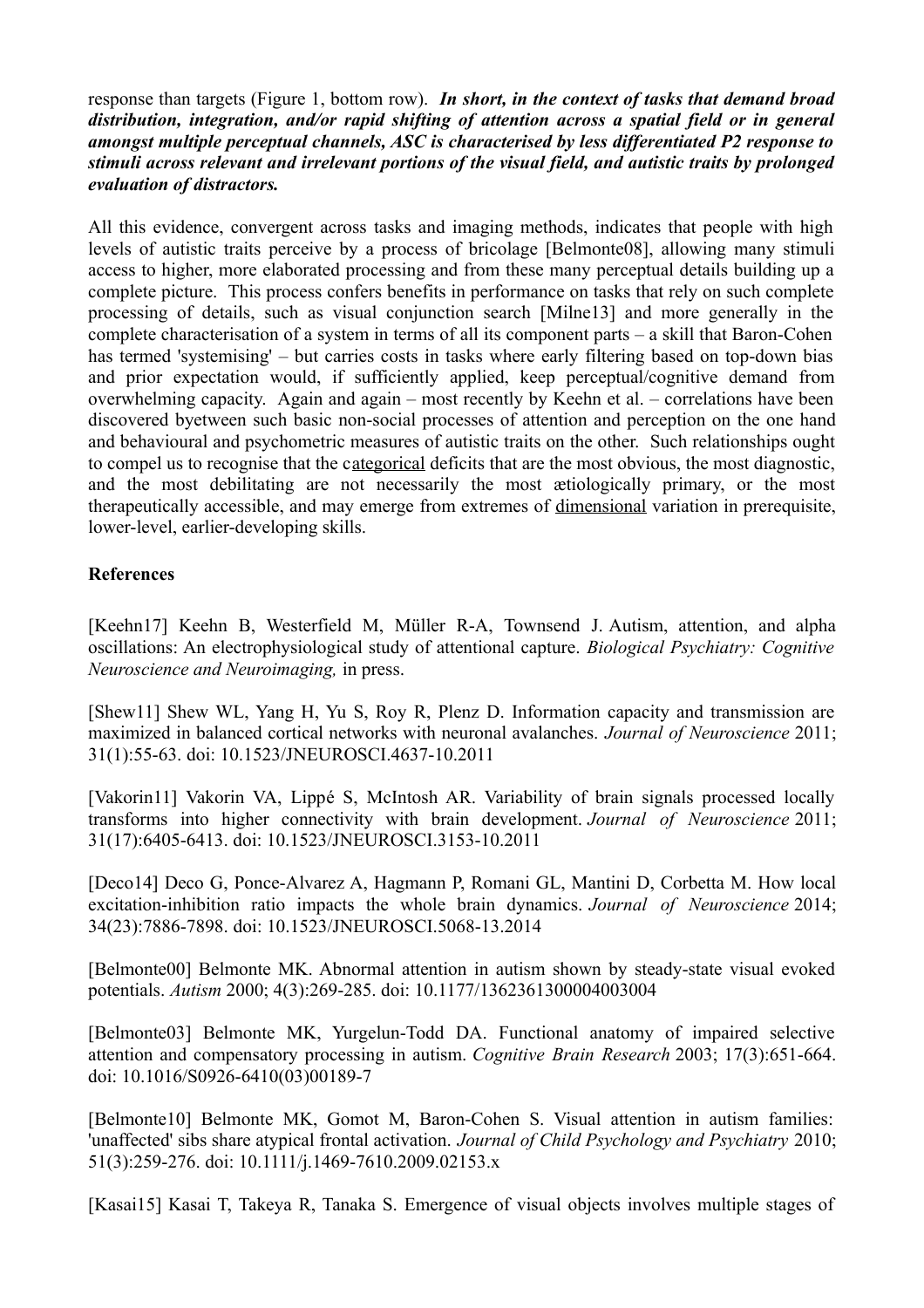response than targets (Figure 1, bottom row). ***In short, in the context of tasks that demand broad distribution, integration, and/or rapid shifting of attention across a spatial field or in general amongst multiple perceptual channels, ASC is characterised by less differentiated P2 response to stimuli across relevant and irrelevant portions of the visual field, and autistic traits by prolonged evaluation of distractors.***

All this evidence, convergent across tasks and imaging methods, indicates that people with high levels of autistic traits perceive by a process of bricolage [Belmonte08], allowing many stimuli access to higher, more elaborated processing and from these many perceptual details building up a complete picture. This process confers benefits in performance on tasks that rely on such complete processing of details, such as visual conjunction search [Milne13] and more generally in the complete characterisation of a system in terms of all its component parts – a skill that Baron-Cohen has termed 'systemising' – but carries costs in tasks where early filtering based on top-down bias and prior expectation would, if sufficiently applied, keep perceptual/cognitive demand from overwhelming capacity. Again and again – most recently by Keehn et al. – correlations have been discovered byetween such basic non-social processes of attention and perception on the one hand and behavioural and psychometric measures of autistic traits on the other. Such relationships ought to compel us to recognise that the categorical deficits that are the most obvious, the most diagnostic, and the most debilitating are not necessarily the most ætiologically primary, or the most therapeutically accessible, and may emerge from extremes of dimensional variation in prerequisite, lower-level, earlier-developing skills.

**References**

[Keehn17] Keehn B, Westerfield M, Müller R-A, Townsend J. Autism, attention, and alpha oscillations: An electrophysiological study of attentional capture. *Biological Psychiatry: Cognitive Neuroscience and Neuroimaging,* in press.

[Shew11] Shew WL, Yang H, Yu S, Roy R, Plenz D. Information capacity and transmission are maximized in balanced cortical networks with neuronal avalanches. *Journal of Neuroscience* 2011; 31(1):55-63. doi: 10.1523/JNEUROSCI.4637-10.2011

[Vakorin11] Vakorin VA, Lippé S, McIntosh AR. Variability of brain signals processed locally transforms into higher connectivity with brain development. *Journal of Neuroscience* 2011; 31(17):6405-6413. doi: 10.1523/JNEUROSCI.3153-10.2011

[Deco14] Deco G, Ponce-Alvarez A, Hagmann P, Romani GL, Mantini D, Corbetta M. How local excitation-inhibition ratio impacts the whole brain dynamics. *Journal of Neuroscience* 2014; 34(23):7886-7898. doi: 10.1523/JNEUROSCI.5068-13.2014

[Belmonte00] Belmonte MK. Abnormal attention in autism shown by steady-state visual evoked potentials. *Autism* 2000; 4(3):269-285. doi: 10.1177/1362361300004003004

[Belmonte03] Belmonte MK, Yurgelun-Todd DA. Functional anatomy of impaired selective attention and compensatory processing in autism. *Cognitive Brain Research* 2003; 17(3):651-664. doi: 10.1016/S0926-6410(03)00189-7

[Belmonte10] Belmonte MK, Gomot M, Baron-Cohen S. Visual attention in autism families: 'unaffected' sibs share atypical frontal activation. *Journal of Child Psychology and Psychiatry* 2010; 51(3):259-276. doi: 10.1111/j.1469-7610.2009.02153.x

[Kasai15] Kasai T, Takeya R, Tanaka S. Emergence of visual objects involves multiple stages of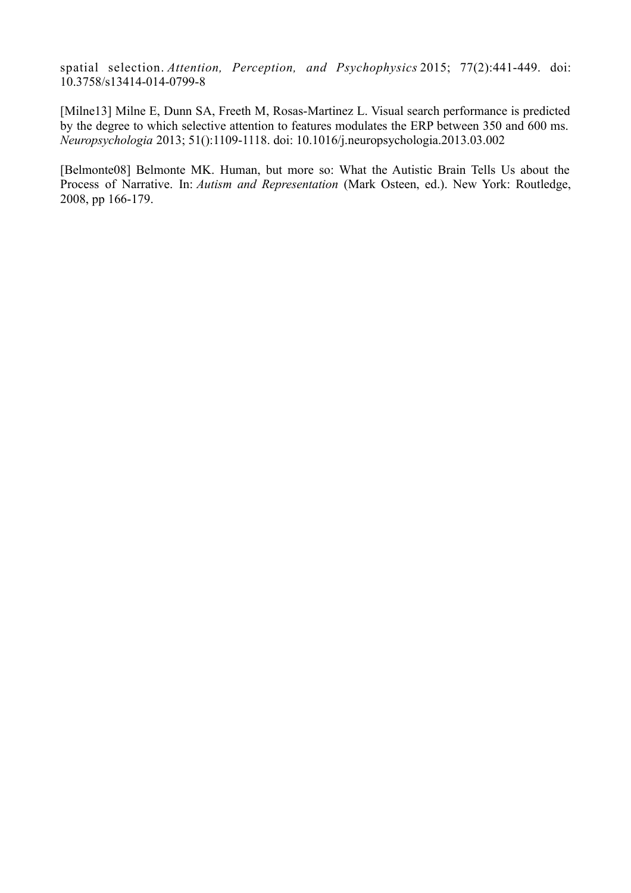spatial selection. *Attention, Perception, and Psychophysics* 2015; 77(2):441-449. doi: 10.3758/s13414-014-0799-8

[Milne13] Milne E, Dunn SA, Freeth M, Rosas-Martinez L. Visual search performance is predicted by the degree to which selective attention to features modulates the ERP between 350 and 600 ms. *Neuropsychologia* 2013; 51():1109-1118. doi: 10.1016/j.neuropsychologia.2013.03.002

[Belmonte08] Belmonte MK. Human, but more so: What the Autistic Brain Tells Us about the Process of Narrative. In: *Autism and Representation* (Mark Osteen, ed.). New York: Routledge, 2008, pp 166-179.